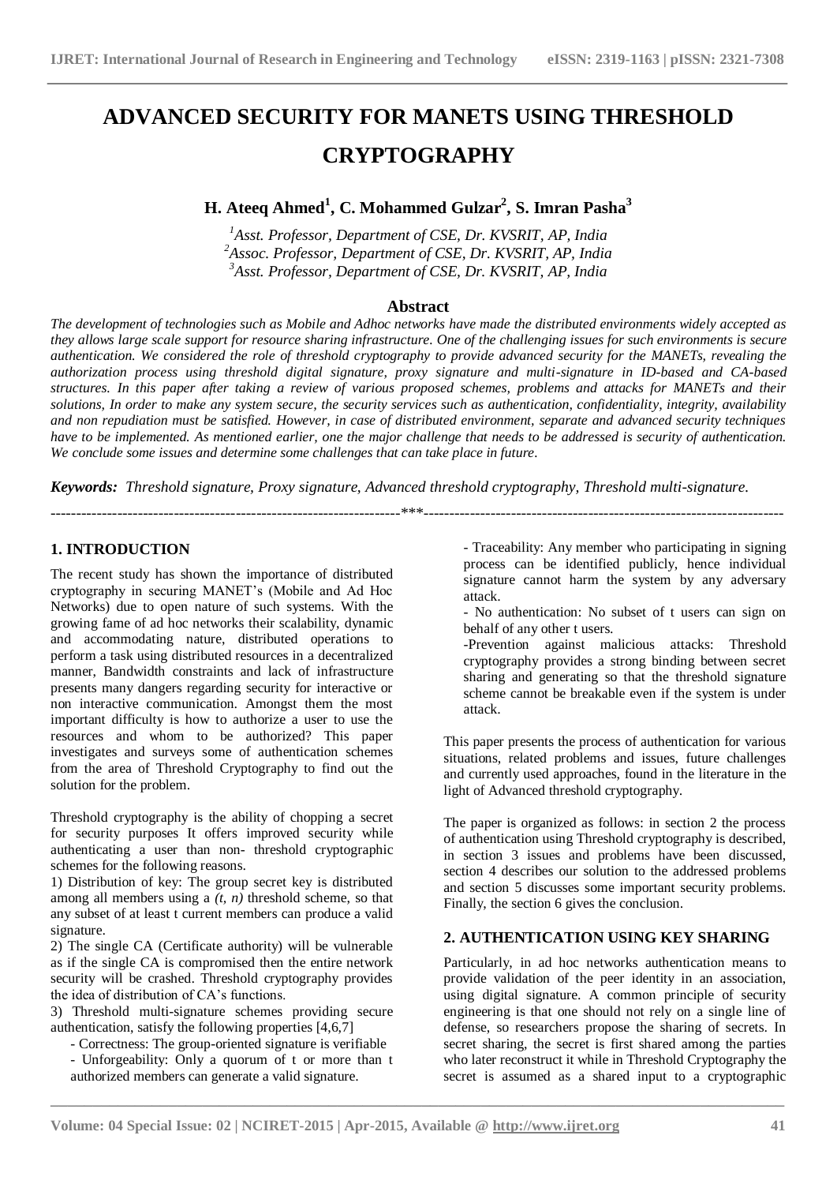# ADVANCED SECURITY FOR MANETS USING THRESHOLD CRYPTOGRAPHY

**H. Ateeq Ahmed[1], C. Mohammed Gulzar[2], S. Imran Pasha[3]**

[1] *Asst. Professor, Department of CSE, Dr. KVSRIT, AP, India*
[2] *Assoc. Professor, Department of CSE, Dr. KVSRIT, AP, India*
[3] *Asst. Professor, Department of CSE, Dr. KVSRIT, AP, India*

## Abstract

*The development of technologies such as Mobile and Adhoc networks have made the distributed environments widely accepted as they allows large scale support for resource sharing infrastructure. One of the challenging issues for such environments is secure authentication. We considered the role of threshold cryptography to provide advanced security for the MANETs, revealing the authorization process using threshold digital signature, proxy signature and multi-signature in ID-based and CA-based structures. In this paper after taking a review of various proposed schemes, problems and attacks for MANETs and their solutions, In order to make any system secure, the security services such as authentication, confidentiality, integrity, availability and non repudiation must be satisfied. However, in case of distributed environment, separate and advanced security techniques have to be implemented. As mentioned earlier, one the major challenge that needs to be addressed is security of authentication. We conclude some issues and determine some challenges that can take place in future.*

***Keywords:*** *Threshold signature, Proxy signature, Advanced threshold cryptography, Threshold multi-signature.*

---

## 1. INTRODUCTION

The recent study has shown the importance of distributed cryptography in securing MANET's (Mobile and Ad Hoc Networks) due to open nature of such systems. With the growing fame of ad hoc networks their scalability, dynamic and accommodating nature, distributed operations to perform a task using distributed resources in a decentralized manner, Bandwidth constraints and lack of infrastructure presents many dangers regarding security for interactive or non interactive communication. Amongst them the most important difficulty is how to authorize a user to use the resources and whom to be authorized? This paper investigates and surveys some of authentication schemes from the area of Threshold Cryptography to find out the solution for the problem.

Threshold cryptography is the ability of chopping a secret for security purposes It offers improved security while authenticating a user than non- threshold cryptographic schemes for the following reasons.

1) Distribution of key: The group secret key is distributed among all members using a *(t, n)* threshold scheme, so that any subset of at least t current members can produce a valid signature.

2) The single CA (Certificate authority) will be vulnerable as if the single CA is compromised then the entire network security will be crashed. Threshold cryptography provides the idea of distribution of CA's functions.

3) Threshold multi-signature schemes providing secure authentication, satisfy the following properties [4,6,7]

- Correctness: The group-oriented signature is verifiable
- Unforgeability: Only a quorum of t or more than t authorized members can generate a valid signature.
- Traceability: Any member who participating in signing process can be identified publicly, hence individual signature cannot harm the system by any adversary attack.
- No authentication: No subset of t users can sign on behalf of any other t users.
- Prevention against malicious attacks: Threshold cryptography provides a strong binding between secret sharing and generating so that the threshold signature scheme cannot be breakable even if the system is under attack.

This paper presents the process of authentication for various situations, related problems and issues, future challenges and currently used approaches, found in the literature in the light of Advanced threshold cryptography.

The paper is organized as follows: in section 2 the process of authentication using Threshold cryptography is described, in section 3 issues and problems have been discussed, section 4 describes our solution to the addressed problems and section 5 discusses some important security problems. Finally, the section 6 gives the conclusion.

## 2. AUTHENTICATION USING KEY SHARING

Particularly, in ad hoc networks authentication means to provide validation of the peer identity in an association, using digital signature. A common principle of security engineering is that one should not rely on a single line of defense, so researchers propose the sharing of secrets. In secret sharing, the secret is first shared among the parties who later reconstruct it while in Threshold Cryptography the secret is assumed as a shared input to a cryptographic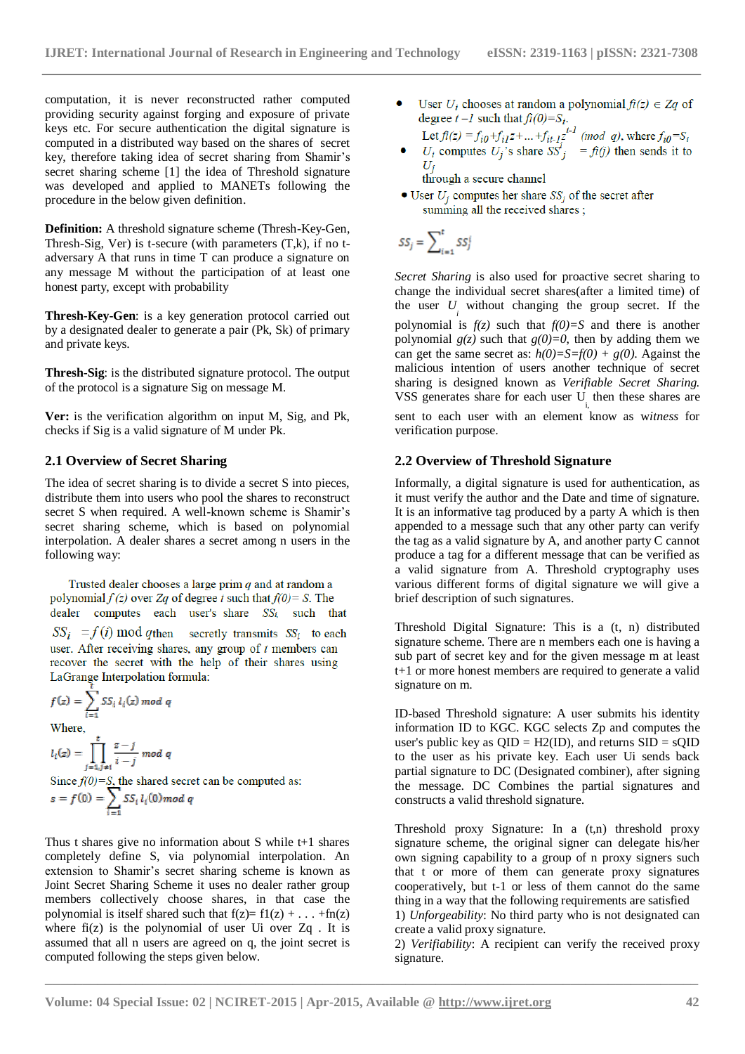computation, it is never reconstructed rather computed providing security against forging and exposure of private keys etc. For secure authentication the digital signature is computed in a distributed way based on the shares of secret key, therefore taking idea of secret sharing from Shamir's secret sharing scheme [1] the idea of Threshold signature was developed and applied to MANETs following the procedure in the below given definition.

**Definition:** A threshold signature scheme (Thresh-Key-Gen, Thresh-Sig, Ver) is t-secure (with parameters (T,k), if no t-adversary A that runs in time T can produce a signature on any message M without the participation of at least one honest party, except with probability

**Thresh-Key-Gen**: is a key generation protocol carried out by a designated dealer to generate a pair (Pk, Sk) of primary and private keys.

**Thresh-Sig**: is the distributed signature protocol. The output of the protocol is a signature Sig on message M.

**Ver:** is the verification algorithm on input M, Sig, and Pk, checks if Sig is a valid signature of M under Pk.

## 2.1 Overview of Secret Sharing

The idea of secret sharing is to divide a secret S into pieces, distribute them into users who pool the shares to reconstruct secret S when required. A well-known scheme is Shamir's secret sharing scheme, which is based on polynomial interpolation. A dealer shares a secret among n users in the following way:

Trusted dealer chooses a large prim $q$ and at random a polynomial $f(z)$ over $Zq$ of degree $t$ such that $f(0)= S$. The dealer computes each user's share $SS_i$ such that $SS_i = f(i) \bmod q$ then secretly transmits $SS_i$ to each user. After receiving shares, any group of $t$ members can recover the secret with the help of their shares using LaGrange Interpolation formula:

$$f(z) = \sum_{i=1}^{t} SS_i \, l_i(z) \bmod q$$

Where,

$$l_i(z) = \prod_{j=1, j\neq i}^{t} \frac{z-j}{i-j} \bmod q$$

Since $f(0)=S$, the shared secret can be computed as:

$$s = f(0) = \sum_{i=1}^{t} SS_i \, l_i(0) \bmod q$$

Thus t shares give no information about S while t+1 shares completely define S, via polynomial interpolation. An extension to Shamir's secret sharing scheme is known as Joint Secret Sharing Scheme it uses no dealer rather group members collectively choose shares, in that case the polynomial is itself shared such that f(z)= f1(z) + . . . +fn(z) where fi(z) is the polynomial of user Ui over Zq . It is assumed that all n users are agreed on q, the joint secret is computed following the steps given below.

- User $U_i$ chooses at random a polynomial $fi(z) \in Zq$ of degree $t -1$ such that $fi(0)=S_i$.
  Let $fi(z) = f_{i0}+f_{i1}z+\ldots+f_{it-1}z^{t-1}$ (mod $q$), where $f_{i0}=S_i$
- $U_i$ computes $U_j$'s share $SS^i_j = fi(j)$ then sends it to $U_j$ through a secure channel
- User $U_j$ computes her share $SS_j$ of the secret after summing all the received shares ;

$$SS_j = \sum_{i=1}^{t} SS^i_j$$

*Secret Sharing* is also used for proactive secret sharing to change the individual secret shares(after a limited time) of the user $U_i$ without changing the group secret. If the polynomial is $f(z)$ such that $f(0)=S$ and there is another polynomial $g(z)$ such that $g(0)=0$, then by adding them we can get the same secret as: $h(0)=S=f(0) + g(0)$. Against the malicious intention of users another technique of secret sharing is designed known as *Verifiable Secret Sharing.* VSS generates share for each user $U_i$ then these shares are sent to each user with an element know as *witness* for verification purpose.

## 2.2 Overview of Threshold Signature

Informally, a digital signature is used for authentication, as it must verify the author and the Date and time of signature. It is an informative tag produced by a party A which is then appended to a message such that any other party can verify the tag as a valid signature by A, and another party C cannot produce a tag for a different message that can be verified as a valid signature from A. Threshold cryptography uses various different forms of digital signature we will give a brief description of such signatures.

Threshold Digital Signature: This is a (t, n) distributed signature scheme. There are n members each one is having a sub part of secret key and for the given message m at least t+1 or more honest members are required to generate a valid signature on m.

ID-based Threshold signature: A user submits his identity information ID to KGC. KGC selects Zp and computes the user's public key as QID = H2(ID), and returns SID = sQID to the user as his private key. Each user Ui sends back partial signature to DC (Designated combiner), after signing the message. DC Combines the partial signatures and constructs a valid threshold signature.

Threshold proxy Signature: In a (t,n) threshold proxy signature scheme, the original signer can delegate his/her own signing capability to a group of n proxy signers such that t or more of them can generate proxy signatures cooperatively, but t-1 or less of them cannot do the same thing in a way that the following requirements are satisfied

1) *Unforgeability*: No third party who is not designated can create a valid proxy signature.

2) *Verifiability*: A recipient can verify the received proxy signature.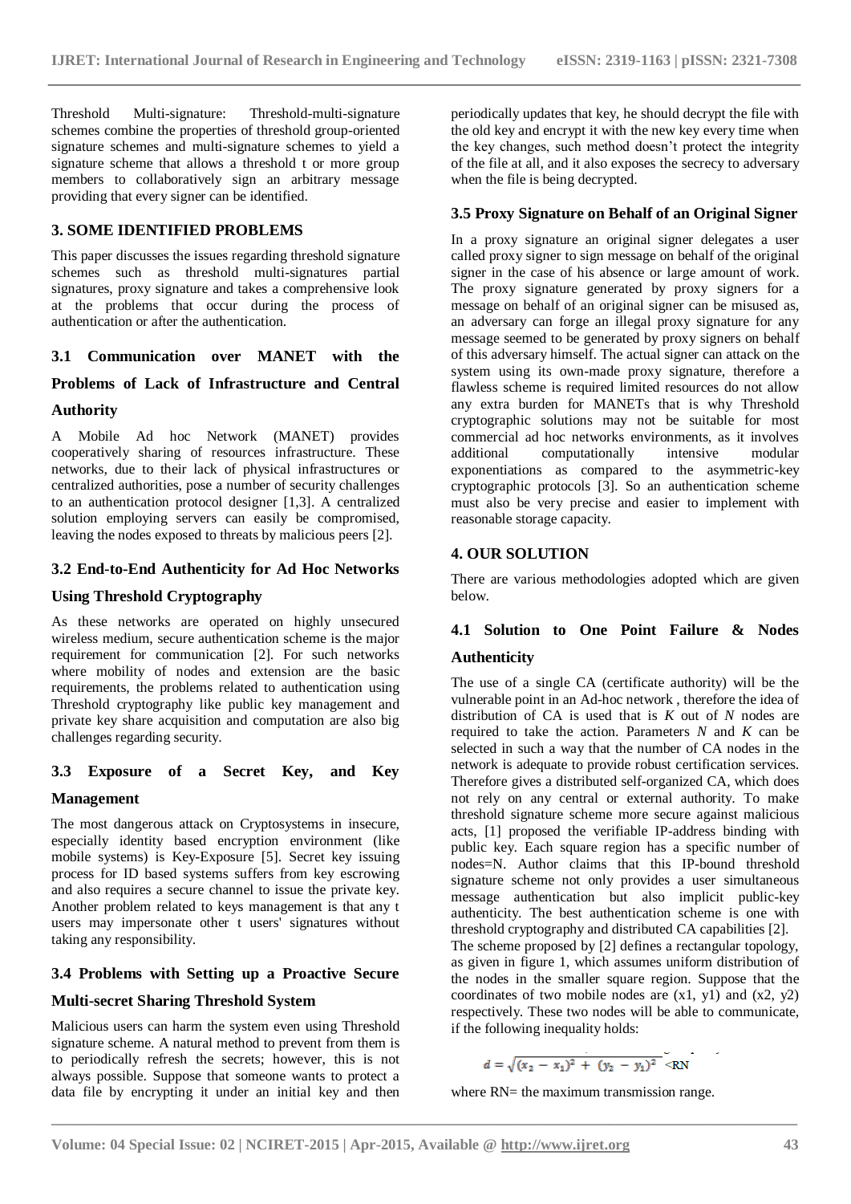Threshold Multi-signature: Threshold-multi-signature schemes combine the properties of threshold group-oriented signature schemes and multi-signature schemes to yield a signature scheme that allows a threshold t or more group members to collaboratively sign an arbitrary message providing that every signer can be identified.

## 3. SOME IDENTIFIED PROBLEMS

This paper discusses the issues regarding threshold signature schemes such as threshold multi-signatures partial signatures, proxy signature and takes a comprehensive look at the problems that occur during the process of authentication or after the authentication.

### 3.1 Communication over MANET with the Problems of Lack of Infrastructure and Central Authority

A Mobile Ad hoc Network (MANET) provides cooperatively sharing of resources infrastructure. These networks, due to their lack of physical infrastructures or centralized authorities, pose a number of security challenges to an authentication protocol designer [1,3]. A centralized solution employing servers can easily be compromised, leaving the nodes exposed to threats by malicious peers [2].

### 3.2 End-to-End Authenticity for Ad Hoc Networks Using Threshold Cryptography

As these networks are operated on highly unsecured wireless medium, secure authentication scheme is the major requirement for communication [2]. For such networks where mobility of nodes and extension are the basic requirements, the problems related to authentication using Threshold cryptography like public key management and private key share acquisition and computation are also big challenges regarding security.

### 3.3 Exposure of a Secret Key, and Key Management

The most dangerous attack on Cryptosystems in insecure, especially identity based encryption environment (like mobile systems) is Key-Exposure [5]. Secret key issuing process for ID based systems suffers from key escrowing and also requires a secure channel to issue the private key. Another problem related to keys management is that any t users may impersonate other t users' signatures without taking any responsibility.

### 3.4 Problems with Setting up a Proactive Secure Multi-secret Sharing Threshold System

Malicious users can harm the system even using Threshold signature scheme. A natural method to prevent from them is to periodically refresh the secrets; however, this is not always possible. Suppose that someone wants to protect a data file by encrypting it under an initial key and then periodically updates that key, he should decrypt the file with the old key and encrypt it with the new key every time when the key changes, such method doesn't protect the integrity of the file at all, and it also exposes the secrecy to adversary when the file is being decrypted.

### 3.5 Proxy Signature on Behalf of an Original Signer

In a proxy signature an original signer delegates a user called proxy signer to sign message on behalf of the original signer in the case of his absence or large amount of work. The proxy signature generated by proxy signers for a message on behalf of an original signer can be misused as, an adversary can forge an illegal proxy signature for any message seemed to be generated by proxy signers on behalf of this adversary himself. The actual signer can attack on the system using its own-made proxy signature, therefore a flawless scheme is required limited resources do not allow any extra burden for MANETs that is why Threshold cryptographic solutions may not be suitable for most commercial ad hoc networks environments, as it involves additional computationally intensive modular exponentiations as compared to the asymmetric-key cryptographic protocols [3]. So an authentication scheme must also be very precise and easier to implement with reasonable storage capacity.

## 4. OUR SOLUTION

There are various methodologies adopted which are given below.

### 4.1 Solution to One Point Failure & Nodes Authenticity

The use of a single CA (certificate authority) will be the vulnerable point in an Ad-hoc network , therefore the idea of distribution of CA is used that is *K* out of *N* nodes are required to take the action. Parameters *N* and *K* can be selected in such a way that the number of CA nodes in the network is adequate to provide robust certification services. Therefore gives a distributed self-organized CA, which does not rely on any central or external authority. To make threshold signature scheme more secure against malicious acts, [1] proposed the verifiable IP-address binding with public key. Each square region has a specific number of nodes=N. Author claims that this IP-bound threshold signature scheme not only provides a user simultaneous message authentication but also implicit public-key authenticity. The best authentication scheme is one with threshold cryptography and distributed CA capabilities [2].

The scheme proposed by [2] defines a rectangular topology, as given in figure 1, which assumes uniform distribution of the nodes in the smaller square region. Suppose that the coordinates of two mobile nodes are (x1, y1) and (x2, y2) respectively. These two nodes will be able to communicate, if the following inequality holds:

$$d = \sqrt{(x_2 - x_1)^2 + (y_2 - y_1)^2} < RN$$

where RN= the maximum transmission range.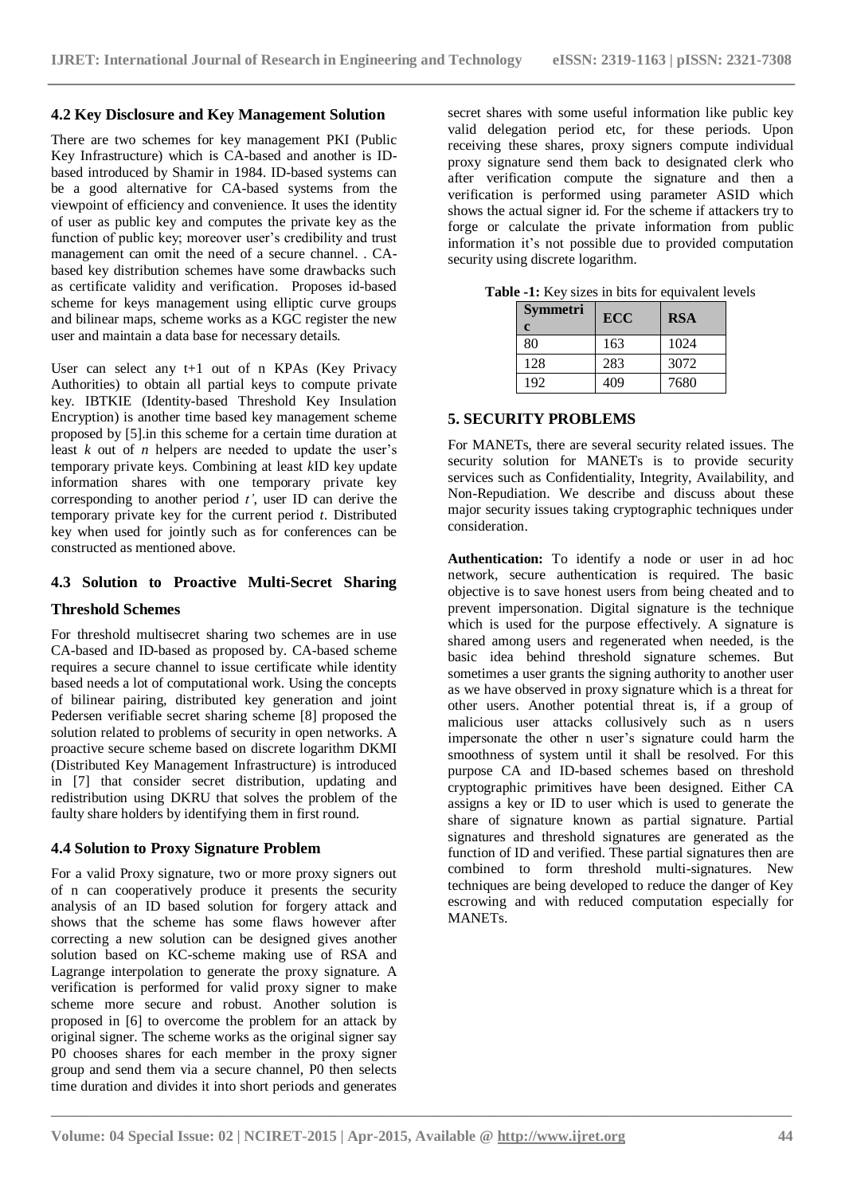### 4.2 Key Disclosure and Key Management Solution

There are two schemes for key management PKI (Public Key Infrastructure) which is CA-based and another is ID-based introduced by Shamir in 1984. ID-based systems can be a good alternative for CA-based systems from the viewpoint of efficiency and convenience. It uses the identity of user as public key and computes the private key as the function of public key; moreover user's credibility and trust management can omit the need of a secure channel. . CA-based key distribution schemes have some drawbacks such as certificate validity and verification. Proposes id-based scheme for keys management using elliptic curve groups and bilinear maps, scheme works as a KGC register the new user and maintain a data base for necessary details.

User can select any t+1 out of n KPAs (Key Privacy Authorities) to obtain all partial keys to compute private key. IBTKIE (Identity-based Threshold Key Insulation Encryption) is another time based key management scheme proposed by [5].in this scheme for a certain time duration at least *k* out of *n* helpers are needed to update the user's temporary private keys. Combining at least *k*ID key update information shares with one temporary private key corresponding to another period *t'*, user ID can derive the temporary private key for the current period *t*. Distributed key when used for jointly such as for conferences can be constructed as mentioned above.

### 4.3 Solution to Proactive Multi-Secret Sharing Threshold Schemes

For threshold multisecret sharing two schemes are in use CA-based and ID-based as proposed by. CA-based scheme requires a secure channel to issue certificate while identity based needs a lot of computational work. Using the concepts of bilinear pairing, distributed key generation and joint Pedersen verifiable secret sharing scheme [8] proposed the solution related to problems of security in open networks. A proactive secure scheme based on discrete logarithm DKMI (Distributed Key Management Infrastructure) is introduced in [7] that consider secret distribution, updating and redistribution using DKRU that solves the problem of the faulty share holders by identifying them in first round.

### 4.4 Solution to Proxy Signature Problem

For a valid Proxy signature, two or more proxy signers out of n can cooperatively produce it presents the security analysis of an ID based solution for forgery attack and shows that the scheme has some flaws however after correcting a new solution can be designed gives another solution based on KC-scheme making use of RSA and Lagrange interpolation to generate the proxy signature. A verification is performed for valid proxy signer to make scheme more secure and robust. Another solution is proposed in [6] to overcome the problem for an attack by original signer. The scheme works as the original signer say P0 chooses shares for each member in the proxy signer group and send them via a secure channel, P0 then selects time duration and divides it into short periods and generates secret shares with some useful information like public key valid delegation period etc, for these periods. Upon receiving these shares, proxy signers compute individual proxy signature send them back to designated clerk who after verification compute the signature and then a verification is performed using parameter ASID which shows the actual signer id. For the scheme if attackers try to forge or calculate the private information from public information it's not possible due to provided computation security using discrete logarithm.

**Table -1:** Key sizes in bits for equivalent levels

| Symmetric | ECC | RSA |
|---|---|---|
| 80 | 163 | 1024 |
| 128 | 283 | 3072 |
| 192 | 409 | 7680 |

## 5. SECURITY PROBLEMS

For MANETs, there are several security related issues. The security solution for MANETs is to provide security services such as Confidentiality, Integrity, Availability, and Non-Repudiation. We describe and discuss about these major security issues taking cryptographic techniques under consideration.

**Authentication:** To identify a node or user in ad hoc network, secure authentication is required. The basic objective is to save honest users from being cheated and to prevent impersonation. Digital signature is the technique which is used for the purpose effectively. A signature is shared among users and regenerated when needed, is the basic idea behind threshold signature schemes. But sometimes a user grants the signing authority to another user as we have observed in proxy signature which is a threat for other users. Another potential threat is, if a group of malicious user attacks collusively such as n users impersonate the other n user's signature could harm the smoothness of system until it shall be resolved. For this purpose CA and ID-based schemes based on threshold cryptographic primitives have been designed. Either CA assigns a key or ID to user which is used to generate the share of signature known as partial signature. Partial signatures and threshold signatures are generated as the function of ID and verified. These partial signatures then are combined to form threshold multi-signatures. New techniques are being developed to reduce the danger of Key escrowing and with reduced computation especially for MANETs.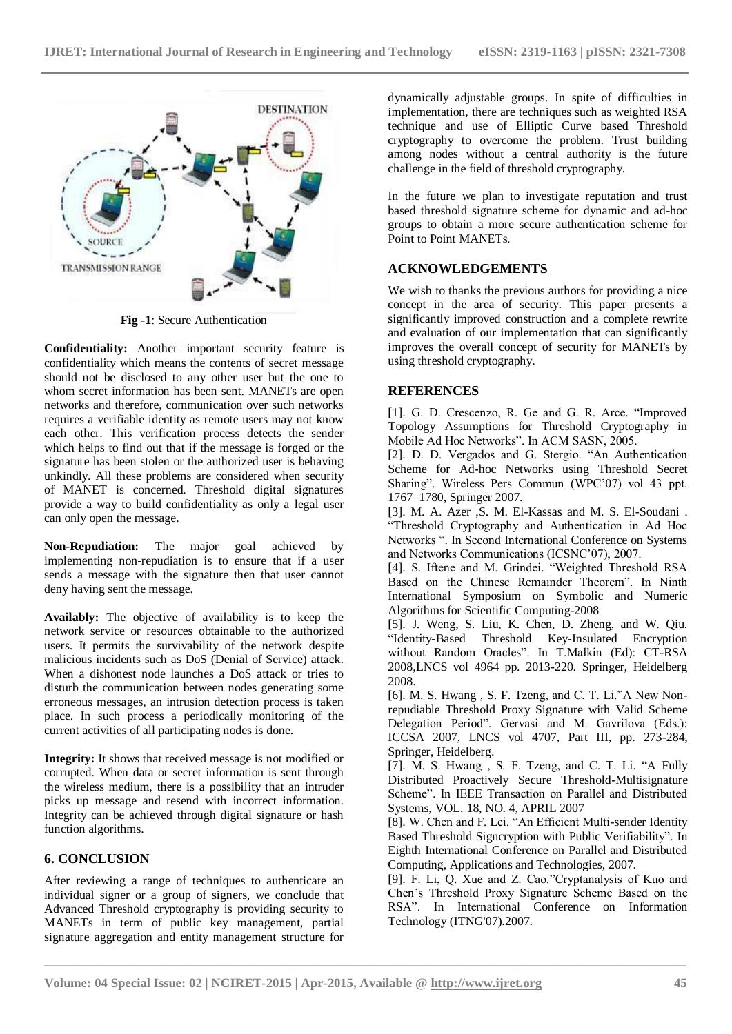Fig -1: Secure Authentication

**Confidentiality:** Another important security feature is confidentiality which means the contents of secret message should not be disclosed to any other user but the one to whom secret information has been sent. MANETs are open networks and therefore, communication over such networks requires a verifiable identity as remote users may not know each other. This verification process detects the sender which helps to find out that if the message is forged or the signature has been stolen or the authorized user is behaving unkindly. All these problems are considered when security of MANET is concerned. Threshold digital signatures provide a way to build confidentiality as only a legal user can only open the message.

**Non-Repudiation:** The major goal achieved by implementing non-repudiation is to ensure that if a user sends a message with the signature then that user cannot deny having sent the message.

**Availably:** The objective of availability is to keep the network service or resources obtainable to the authorized users. It permits the survivability of the network despite malicious incidents such as DoS (Denial of Service) attack. When a dishonest node launches a DoS attack or tries to disturb the communication between nodes generating some erroneous messages, an intrusion detection process is taken place. In such process a periodically monitoring of the current activities of all participating nodes is done.

**Integrity:** It shows that received message is not modified or corrupted. When data or secret information is sent through the wireless medium, there is a possibility that an intruder picks up message and resend with incorrect information. Integrity can be achieved through digital signature or hash function algorithms.

## 6. CONCLUSION

After reviewing a range of techniques to authenticate an individual signer or a group of signers, we conclude that Advanced Threshold cryptography is providing security to MANETs in term of public key management, partial signature aggregation and entity management structure for dynamically adjustable groups. In spite of difficulties in implementation, there are techniques such as weighted RSA technique and use of Elliptic Curve based Threshold cryptography to overcome the problem. Trust building among nodes without a central authority is the future challenge in the field of threshold cryptography.

In the future we plan to investigate reputation and trust based threshold signature scheme for dynamic and ad-hoc groups to obtain a more secure authentication scheme for Point to Point MANETs.

## ACKNOWLEDGEMENTS

We wish to thanks the previous authors for providing a nice concept in the area of security. This paper presents a significantly improved construction and a complete rewrite and evaluation of our implementation that can significantly improves the overall concept of security for MANETs by using threshold cryptography.

## REFERENCES

[1]. G. D. Crescenzo, R. Ge and G. R. Arce. "Improved Topology Assumptions for Threshold Cryptography in Mobile Ad Hoc Networks". In ACM SASN, 2005.

[2]. D. D. Vergados and G. Stergio. "An Authentication Scheme for Ad-hoc Networks using Threshold Secret Sharing". Wireless Pers Commun (WPC'07) vol 43 ppt. 1767–1780, Springer 2007.

[3]. M. A. Azer ,S. M. El-Kassas and M. S. El-Soudani . "Threshold Cryptography and Authentication in Ad Hoc Networks ". In Second International Conference on Systems and Networks Communications (ICSNC'07), 2007.

[4]. S. Iftene and M. Grindei. "Weighted Threshold RSA Based on the Chinese Remainder Theorem". In Ninth International Symposium on Symbolic and Numeric Algorithms for Scientific Computing-2008

[5]. J. Weng, S. Liu, K. Chen, D. Zheng, and W. Qiu. "Identity-Based Threshold Key-Insulated Encryption without Random Oracles". In T.Malkin (Ed): CT-RSA 2008,LNCS vol 4964 pp. 2013-220. Springer, Heidelberg 2008.

[6]. M. S. Hwang , S. F. Tzeng, and C. T. Li."A New Non-repudiable Threshold Proxy Signature with Valid Scheme Delegation Period". Gervasi and M. Gavrilova (Eds.): ICCSA 2007, LNCS vol 4707, Part III, pp. 273-284, Springer, Heidelberg.

[7]. M. S. Hwang , S. F. Tzeng, and C. T. Li. "A Fully Distributed Proactively Secure Threshold-Multisignature Scheme". In IEEE Transaction on Parallel and Distributed Systems, VOL. 18, NO. 4, APRIL 2007

[8]. W. Chen and F. Lei. "An Efficient Multi-sender Identity Based Threshold Signcryption with Public Verifiability". In Eighth International Conference on Parallel and Distributed Computing, Applications and Technologies, 2007.

[9]. F. Li, Q. Xue and Z. Cao."Cryptanalysis of Kuo and Chen's Threshold Proxy Signature Scheme Based on the RSA". In International Conference on Information Technology (ITNG'07).2007.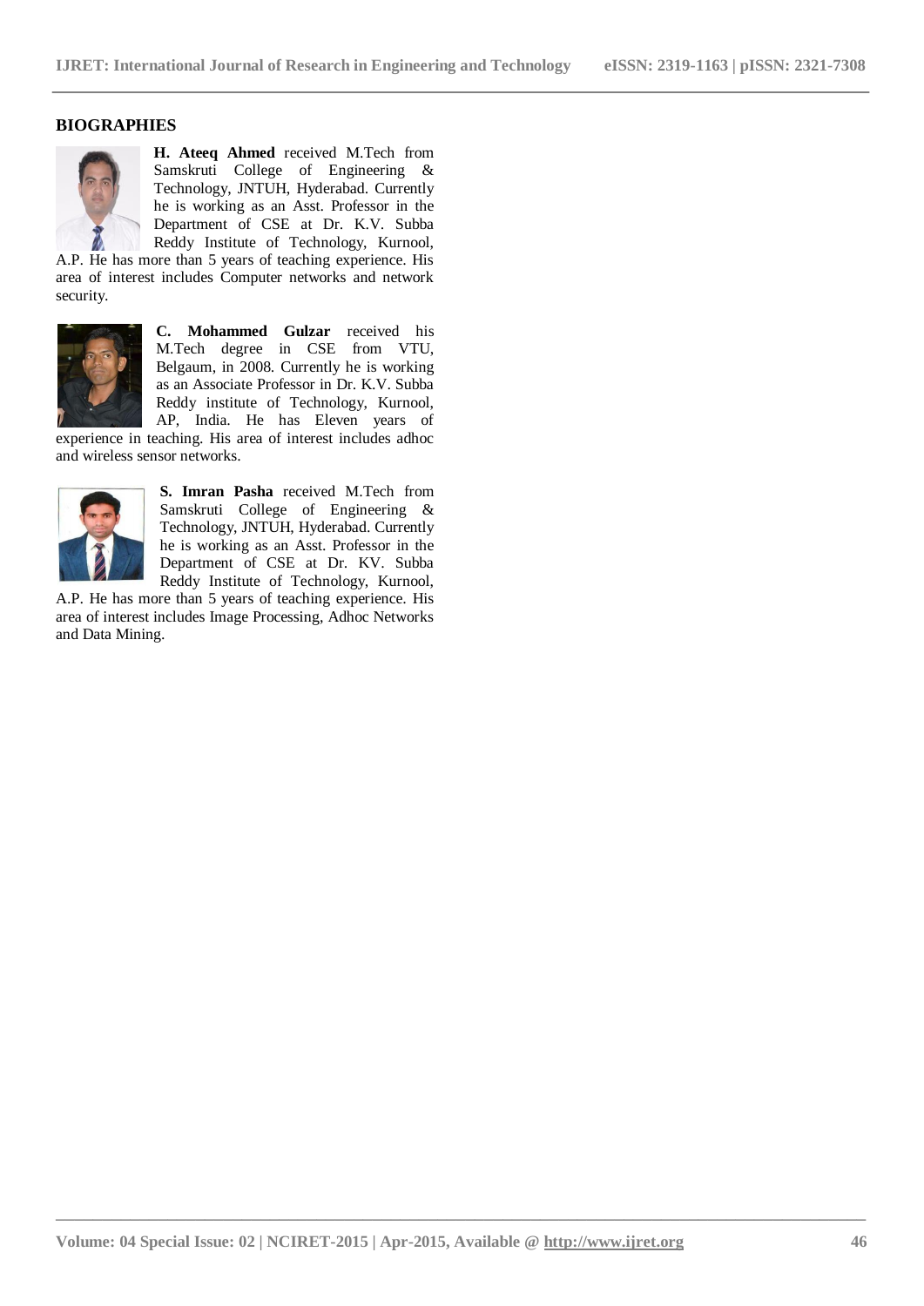## BIOGRAPHIES

**H. Ateeq Ahmed** received M.Tech from Samskruti College of Engineering & Technology, JNTUH, Hyderabad. Currently he is working as an Asst. Professor in the Department of CSE at Dr. K.V. Subba Reddy Institute of Technology, Kurnool, A.P. He has more than 5 years of teaching experience. His area of interest includes Computer networks and network security.

**C. Mohammed Gulzar** received his M.Tech degree in CSE from VTU, Belgaum, in 2008. Currently he is working as an Associate Professor in Dr. K.V. Subba Reddy institute of Technology, Kurnool, AP, India. He has Eleven years of experience in teaching. His area of interest includes adhoc and wireless sensor networks.

**S. Imran Pasha** received M.Tech from Samskruti College of Engineering & Technology, JNTUH, Hyderabad. Currently he is working as an Asst. Professor in the Department of CSE at Dr. KV. Subba Reddy Institute of Technology, Kurnool, A.P. He has more than 5 years of teaching experience. His area of interest includes Image Processing, Adhoc Networks and Data Mining.